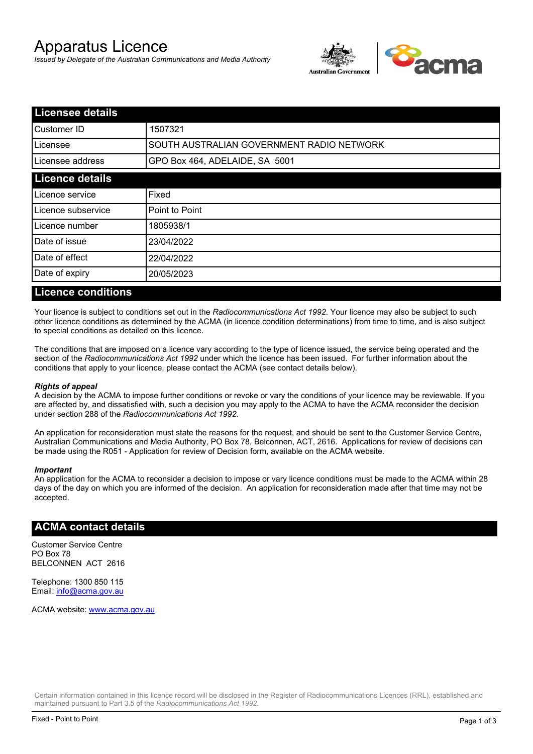# Apparatus Licence

*Issued by Delegate of the Australian Communications and Media Authority*

## Licensee details

| | |
|---|---|
| Customer ID | 1507321 |
| Licensee | SOUTH AUSTRALIAN GOVERNMENT RADIO NETWORK |
| Licensee address | GPO Box 464, ADELAIDE, SA 5001 |

## Licence details

| | |
|---|---|
| Licence service | Fixed |
| Licence subservice | Point to Point |
| Licence number | 1805938/1 |
| Date of issue | 23/04/2022 |
| Date of effect | 22/04/2022 |
| Date of expiry | 20/05/2023 |

## Licence conditions

Your licence is subject to conditions set out in the *Radiocommunications Act 1992*. Your licence may also be subject to such other licence conditions as determined by the ACMA (in licence condition determinations) from time to time, and is also subject to special conditions as detailed on this licence.

The conditions that are imposed on a licence vary according to the type of licence issued, the service being operated and the section of the *Radiocommunications Act 1992* under which the licence has been issued. For further information about the conditions that apply to your licence, please contact the ACMA (see contact details below).

***Rights of appeal***

A decision by the ACMA to impose further conditions or revoke or vary the conditions of your licence may be reviewable. If you are affected by, and dissatisfied with, such a decision you may apply to the ACMA to have the ACMA reconsider the decision under section 288 of the *Radiocommunications Act 1992*.

An application for reconsideration must state the reasons for the request, and should be sent to the Customer Service Centre, Australian Communications and Media Authority, PO Box 78, Belconnen, ACT, 2616. Applications for review of decisions can be made using the R051 - Application for review of Decision form, available on the ACMA website.

***Important***

An application for the ACMA to reconsider a decision to impose or vary licence conditions must be made to the ACMA within 28 days of the day on which you are informed of the decision. An application for reconsideration made after that time may not be accepted.

## ACMA contact details

Customer Service Centre
PO Box 78
BELCONNEN ACT 2616

Telephone: 1300 850 115
Email: info@acma.gov.au

ACMA website: www.acma.gov.au

Certain information contained in this licence record will be disclosed in the Register of Radiocommunications Licences (RRL), established and maintained pursuant to Part 3.5 of the *Radiocommunications Act 1992.*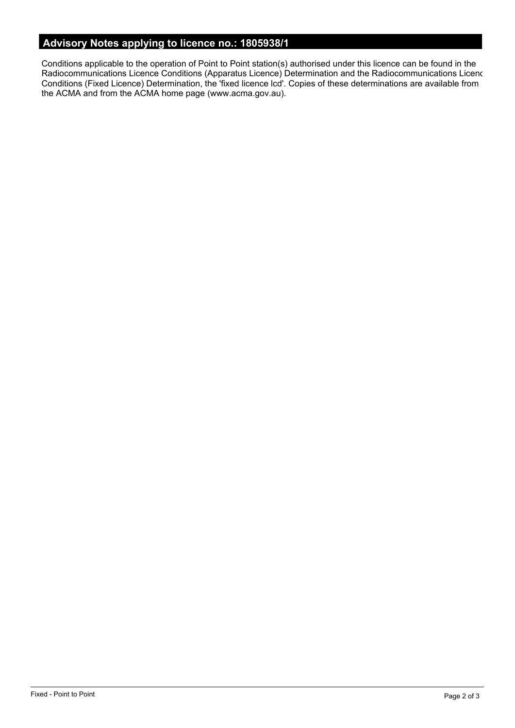## Advisory Notes applying to licence no.: 1805938/1

Conditions applicable to the operation of Point to Point station(s) authorised under this licence can be found in the Radiocommunications Licence Conditions (Apparatus Licence) Determination and the Radiocommunications Licenc Conditions (Fixed Licence) Determination, the 'fixed licence lcd'. Copies of these determinations are available from the ACMA and from the ACMA home page (www.acma.gov.au).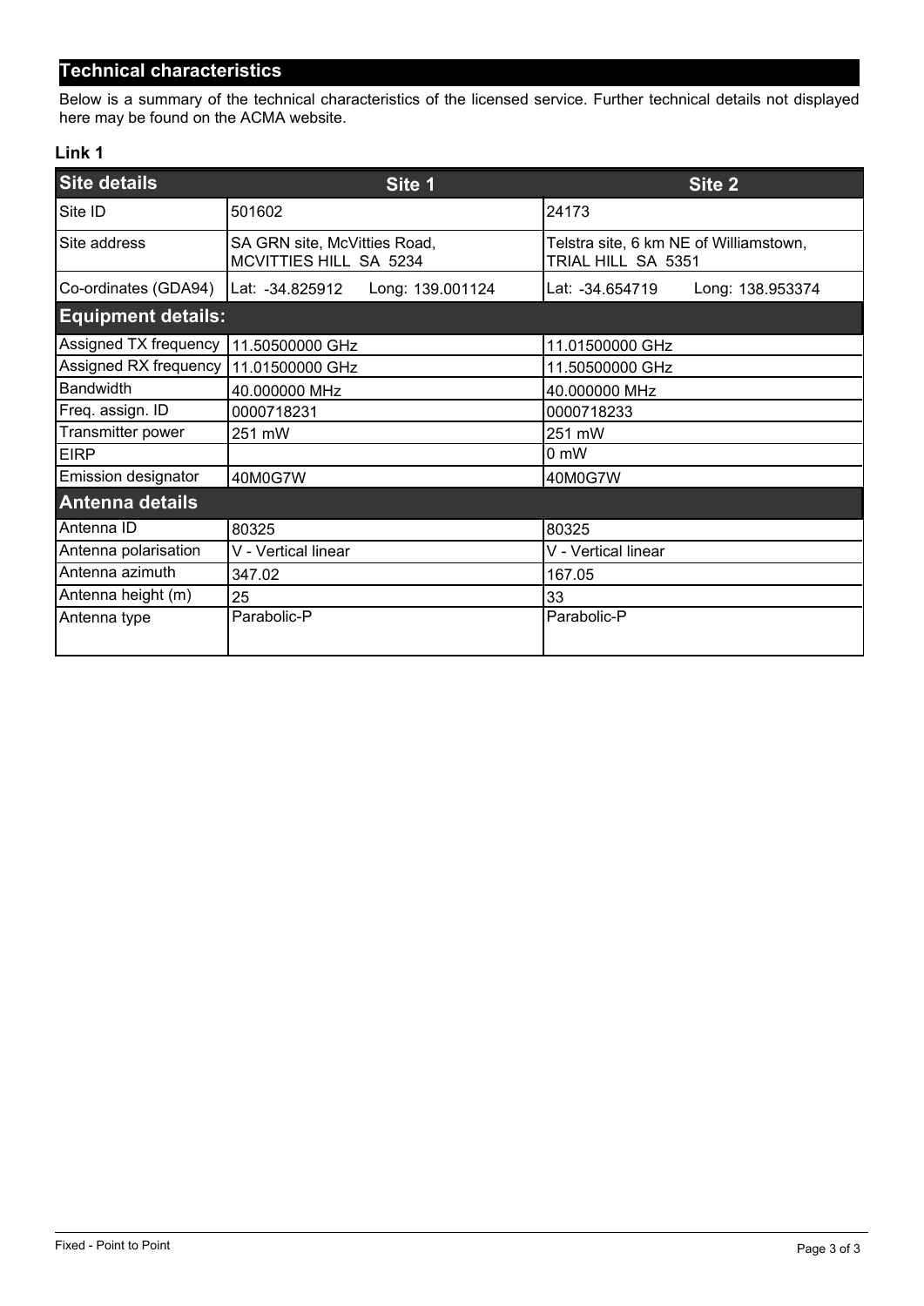## Technical characteristics

Below is a summary of the technical characteristics of the licensed service. Further technical details not displayed here may be found on the ACMA website.

**Link 1**

| Site details | Site 1 | Site 2 |
|---|---|---|
| Site ID | 501602 | 24173 |
| Site address | SA GRN site, McVitties Road, MCVITTIES HILL SA 5234 | Telstra site, 6 km NE of Williamstown, TRIAL HILL SA 5351 |
| Co-ordinates (GDA94) | Lat: -34.825912 Long: 139.001124 | Lat: -34.654719 Long: 138.953374 |
| **Equipment details:** | | |
| Assigned TX frequency | 11.50500000 GHz | 11.01500000 GHz |
| Assigned RX frequency | 11.01500000 GHz | 11.50500000 GHz |
| Bandwidth | 40.000000 MHz | 40.000000 MHz |
| Freq. assign. ID | 0000718231 | 0000718233 |
| Transmitter power | 251 mW | 251 mW |
| EIRP | | 0 mW |
| Emission designator | 40M0G7W | 40M0G7W |
| **Antenna details** | | |
| Antenna ID | 80325 | 80325 |
| Antenna polarisation | V - Vertical linear | V - Vertical linear |
| Antenna azimuth | 347.02 | 167.05 |
| Antenna height (m) | 25 | 33 |
| Antenna type | Parabolic-P | Parabolic-P |

Fixed - Point to Point